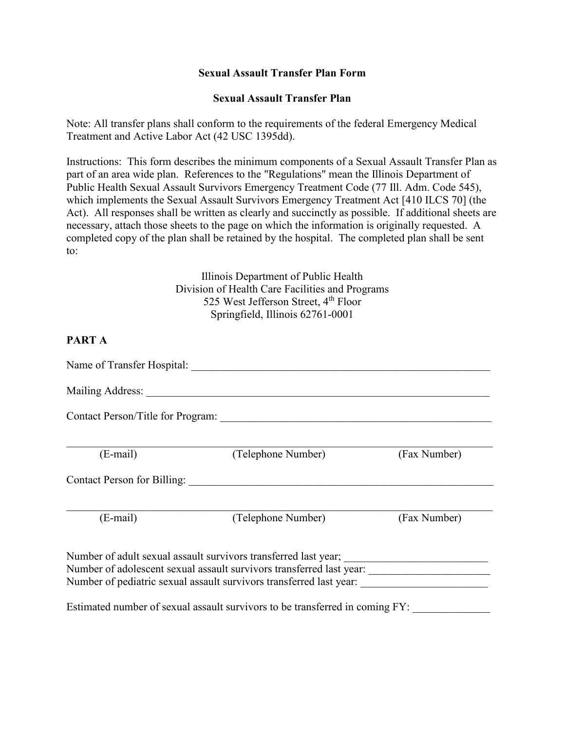**Sexual Assault Transfer Plan Form**

**Sexual Assault Transfer Plan**

Note: All transfer plans shall conform to the requirements of the federal Emergency Medical Treatment and Active Labor Act (42 USC 1395dd).

Instructions: This form describes the minimum components of a Sexual Assault Transfer Plan as part of an area wide plan. References to the "Regulations" mean the Illinois Department of Public Health Sexual Assault Survivors Emergency Treatment Code (77 Ill. Adm. Code 545), which implements the Sexual Assault Survivors Emergency Treatment Act [410 ILCS 70] (the Act). All responses shall be written as clearly and succinctly as possible. If additional sheets are necessary, attach those sheets to the page on which the information is originally requested. A completed copy of the plan shall be retained by the hospital. The completed plan shall be sent to:

Illinois Department of Public Health
Division of Health Care Facilities and Programs
525 West Jefferson Street, 4th Floor
Springfield, Illinois 62761-0001

**PART A**

Name of Transfer Hospital: ____________________________________________

Mailing Address: ____________________________________________

Contact Person/Title for Program: ____________________________________________

____________________________________________
(E-mail) (Telephone Number) (Fax Number)

Contact Person for Billing: ____________________________________________

____________________________________________
(E-mail) (Telephone Number) (Fax Number)

Number of adult sexual assault survivors transferred last year; __________________________
Number of adolescent sexual assault survivors transferred last year: ______________________
Number of pediatric sexual assault survivors transferred last year: _______________________

Estimated number of sexual assault survivors to be transferred in coming FY: ______________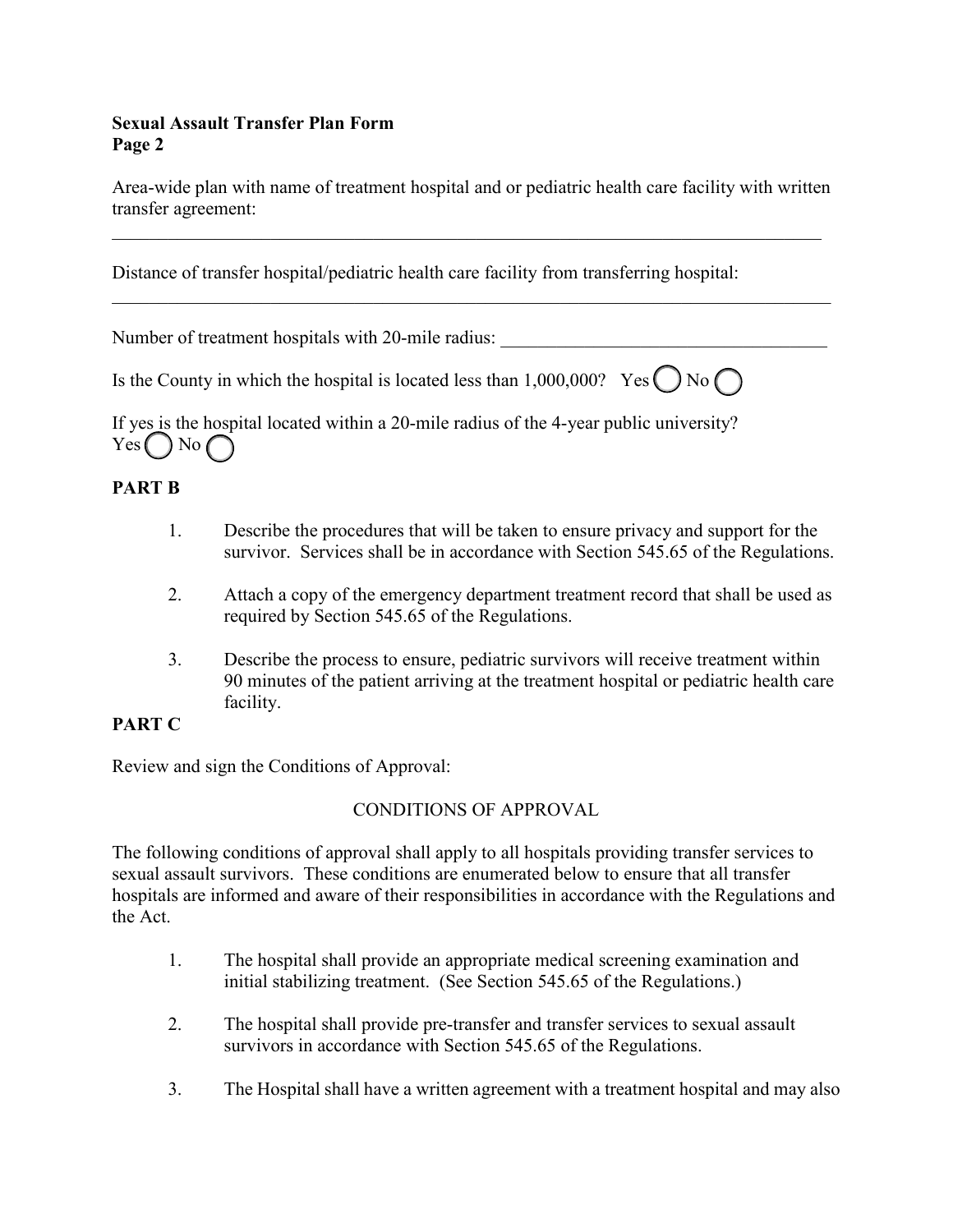**Sexual Assault Transfer Plan Form**
**Page 2**

Area-wide plan with name of treatment hospital and or pediatric health care facility with written transfer agreement:

\_\_\_\_\_\_\_\_\_\_\_\_\_\_\_\_\_\_\_\_\_\_\_\_\_\_\_\_\_\_\_\_\_\_\_\_\_\_\_\_\_\_\_\_\_\_\_\_\_\_\_\_\_\_\_\_\_\_\_\_\_\_\_\_\_\_\_\_\_\_\_\_\_\_\_\_

Distance of transfer hospital/pediatric health care facility from transferring hospital:

\_\_\_\_\_\_\_\_\_\_\_\_\_\_\_\_\_\_\_\_\_\_\_\_\_\_\_\_\_\_\_\_\_\_\_\_\_\_\_\_\_\_\_\_\_\_\_\_\_\_\_\_\_\_\_\_\_\_\_\_\_\_\_\_\_\_\_\_\_\_\_\_\_\_\_\_

Number of treatment hospitals with 20-mile radius: \_\_\_\_\_\_\_\_\_\_\_\_\_\_\_\_\_\_\_\_\_\_\_\_\_\_\_\_\_\_\_\_\_\_

Is the County in which the hospital is located less than 1,000,000? Yes ◯ No ◯

If yes is the hospital located within a 20-mile radius of the 4-year public university?
Yes ◯ No ◯

## PART B

1. Describe the procedures that will be taken to ensure privacy and support for the survivor. Services shall be in accordance with Section 545.65 of the Regulations.

2. Attach a copy of the emergency department treatment record that shall be used as required by Section 545.65 of the Regulations.

3. Describe the process to ensure, pediatric survivors will receive treatment within 90 minutes of the patient arriving at the treatment hospital or pediatric health care facility.

## PART C

Review and sign the Conditions of Approval:

CONDITIONS OF APPROVAL

The following conditions of approval shall apply to all hospitals providing transfer services to sexual assault survivors. These conditions are enumerated below to ensure that all transfer hospitals are informed and aware of their responsibilities in accordance with the Regulations and the Act.

1. The hospital shall provide an appropriate medical screening examination and initial stabilizing treatment. (See Section 545.65 of the Regulations.)

2. The hospital shall provide pre-transfer and transfer services to sexual assault survivors in accordance with Section 545.65 of the Regulations.

3. The Hospital shall have a written agreement with a treatment hospital and may also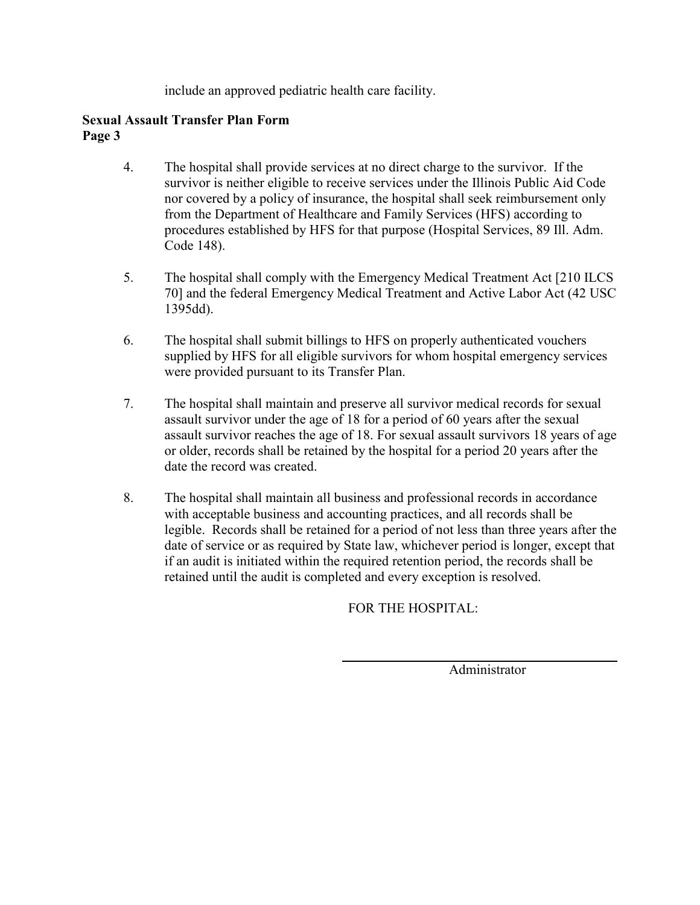include an approved pediatric health care facility.

**Sexual Assault Transfer Plan Form**
**Page 3**

4. The hospital shall provide services at no direct charge to the survivor. If the survivor is neither eligible to receive services under the Illinois Public Aid Code nor covered by a policy of insurance, the hospital shall seek reimbursement only from the Department of Healthcare and Family Services (HFS) according to procedures established by HFS for that purpose (Hospital Services, 89 Ill. Adm. Code 148).

5. The hospital shall comply with the Emergency Medical Treatment Act [210 ILCS 70] and the federal Emergency Medical Treatment and Active Labor Act (42 USC 1395dd).

6. The hospital shall submit billings to HFS on properly authenticated vouchers supplied by HFS for all eligible survivors for whom hospital emergency services were provided pursuant to its Transfer Plan.

7. The hospital shall maintain and preserve all survivor medical records for sexual assault survivor under the age of 18 for a period of 60 years after the sexual assault survivor reaches the age of 18. For sexual assault survivors 18 years of age or older, records shall be retained by the hospital for a period 20 years after the date the record was created.

8. The hospital shall maintain all business and professional records in accordance with acceptable business and accounting practices, and all records shall be legible. Records shall be retained for a period of not less than three years after the date of service or as required by State law, whichever period is longer, except that if an audit is initiated within the required retention period, the records shall be retained until the audit is completed and every exception is resolved.

FOR THE HOSPITAL:

\_\_\_\_\_\_\_\_\_\_\_\_\_\_\_\_\_\_\_\_\_\_\_\_\_\_\_\_\_\_\_\_\_\_\_\_

Administrator